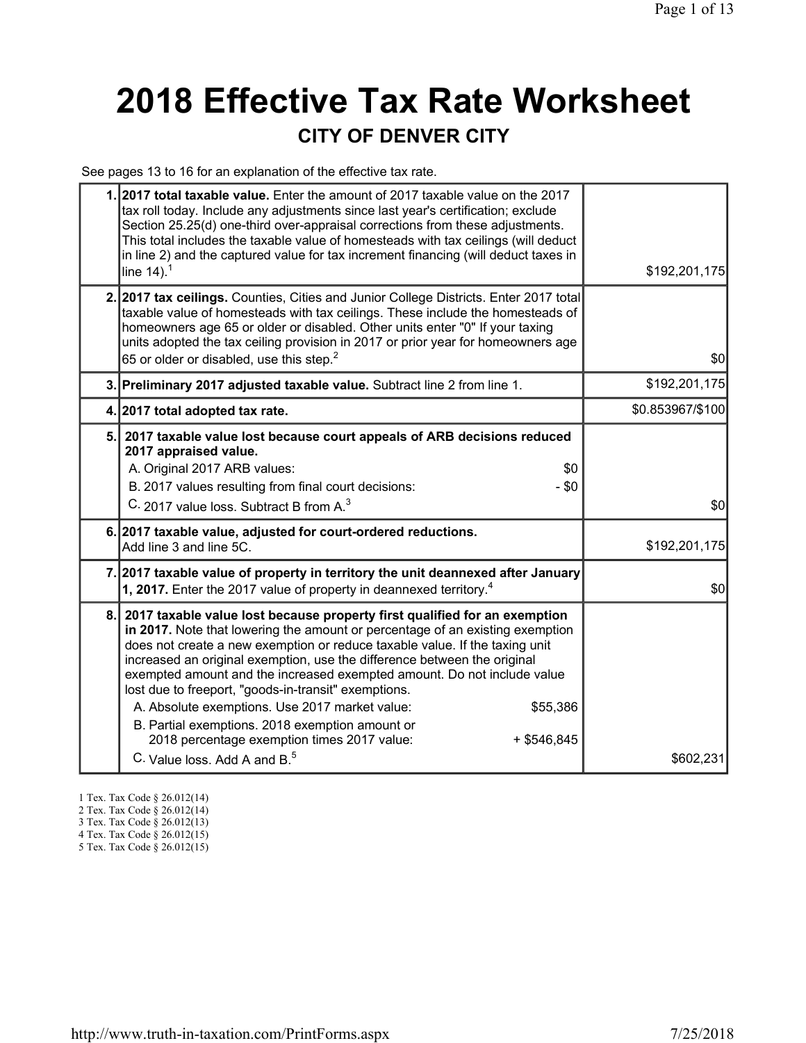# 2018 Effective Tax Rate Worksheet

## CITY OF DENVER CITY

See pages 13 to 16 for an explanation of the effective tax rate.

| | | |
|---|---|---|
| 1. | **2017 total taxable value.** Enter the amount of 2017 taxable value on the 2017 tax roll today. Include any adjustments since last year's certification; exclude Section 25.25(d) one-third over-appraisal corrections from these adjustments. This total includes the taxable value of homesteads with tax ceilings (will deduct in line 2) and the captured value for tax increment financing (will deduct taxes in line 14).[1] | $192,201,175 |
| 2. | **2017 tax ceilings.** Counties, Cities and Junior College Districts. Enter 2017 total taxable value of homesteads with tax ceilings. These include the homesteads of homeowners age 65 or older or disabled. Other units enter "0" If your taxing units adopted the tax ceiling provision in 2017 or prior year for homeowners age 65 or older or disabled, use this step.[2] | $0 |
| 3. | **Preliminary 2017 adjusted taxable value.** Subtract line 2 from line 1. | $192,201,175 |
| 4. | **2017 total adopted tax rate.** | $0.853967/$100 |
| 5. | **2017 taxable value lost because court appeals of ARB decisions reduced 2017 appraised value.**<br>A. Original 2017 ARB values: $0<br>B. 2017 values resulting from final court decisions: - $0<br>C. 2017 value loss. Subtract B from A.[3] | $0 |
| 6. | **2017 taxable value, adjusted for court-ordered reductions.** Add line 3 and line 5C. | $192,201,175 |
| 7. | **2017 taxable value of property in territory the unit deannexed after January 1, 2017.** Enter the 2017 value of property in deannexed territory.[4] | $0 |
| 8. | **2017 taxable value lost because property first qualified for an exemption in 2017.** Note that lowering the amount or percentage of an existing exemption does not create a new exemption or reduce taxable value. If the taxing unit increased an original exemption, use the difference between the original exempted amount and the increased exempted amount. Do not include value lost due to freeport, "goods-in-transit" exemptions.<br>A. Absolute exemptions. Use 2017 market value: $55,386<br>B. Partial exemptions. 2018 exemption amount or 2018 percentage exemption times 2017 value: + $546,845<br>C. Value loss. Add A and B.[5] | $602,231 |

1 Tex. Tax Code § 26.012(14)
2 Tex. Tax Code § 26.012(14)
3 Tex. Tax Code § 26.012(13)
4 Tex. Tax Code § 26.012(15)
5 Tex. Tax Code § 26.012(15)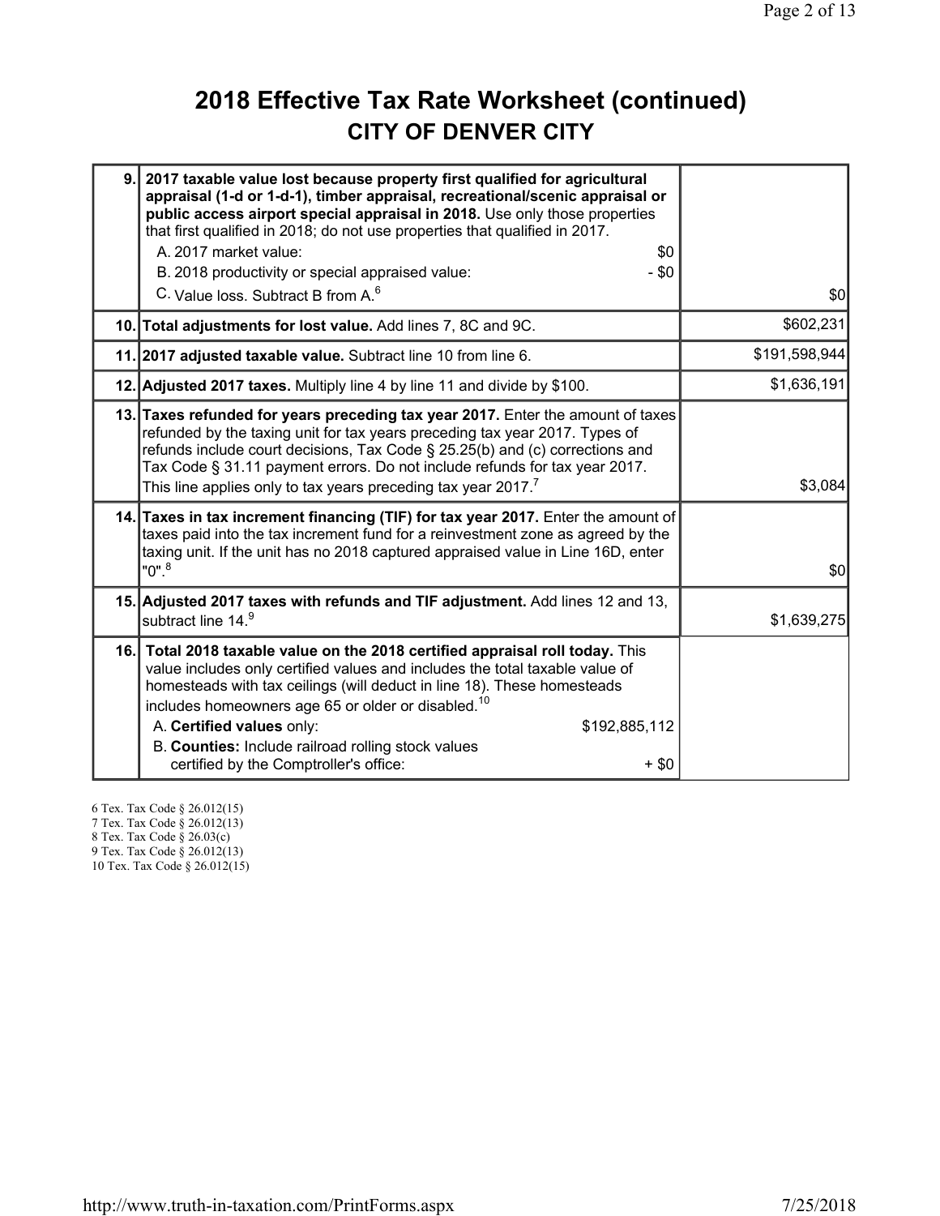# 2018 Effective Tax Rate Worksheet (continued)

## CITY OF DENVER CITY

| Line | Description | Amount |
|---|---|---|
| 9. | **2017 taxable value lost because property first qualified for agricultural appraisal (1-d or 1-d-1), timber appraisal, recreational/scenic appraisal or public access airport special appraisal in 2018.** Use only those properties that first qualified in 2018; do not use properties that qualified in 2017.<br>A. 2017 market value: $0<br>B. 2018 productivity or special appraised value: - $0<br>C. Value loss. Subtract B from A.[6] | $0 |
| 10. | **Total adjustments for lost value.** Add lines 7, 8C and 9C. | $602,231 |
| 11. | **2017 adjusted taxable value.** Subtract line 10 from line 6. | $191,598,944 |
| 12. | **Adjusted 2017 taxes.** Multiply line 4 by line 11 and divide by $100. | $1,636,191 |
| 13. | **Taxes refunded for years preceding tax year 2017.** Enter the amount of taxes refunded by the taxing unit for tax years preceding tax year 2017. Types of refunds include court decisions, Tax Code § 25.25(b) and (c) corrections and Tax Code § 31.11 payment errors. Do not include refunds for tax year 2017. This line applies only to tax years preceding tax year 2017.[7] | $3,084 |
| 14. | **Taxes in tax increment financing (TIF) for tax year 2017.** Enter the amount of taxes paid into the tax increment fund for a reinvestment zone as agreed by the taxing unit. If the unit has no 2018 captured appraised value in Line 16D, enter "0".[8] | $0 |
| 15. | **Adjusted 2017 taxes with refunds and TIF adjustment.** Add lines 12 and 13, subtract line 14.[9] | $1,639,275 |
| 16. | **Total 2018 taxable value on the 2018 certified appraisal roll today.** This value includes only certified values and includes the total taxable value of homesteads with tax ceilings (will deduct in line 18). These homesteads includes homeowners age 65 or older or disabled.[10]<br>A. **Certified values** only: $192,885,112<br>B. **Counties:** Include railroad rolling stock values certified by the Comptroller's office: + $0 | |

6 Tex. Tax Code § 26.012(15)
7 Tex. Tax Code § 26.012(13)
8 Tex. Tax Code § 26.03(c)
9 Tex. Tax Code § 26.012(13)
10 Tex. Tax Code § 26.012(15)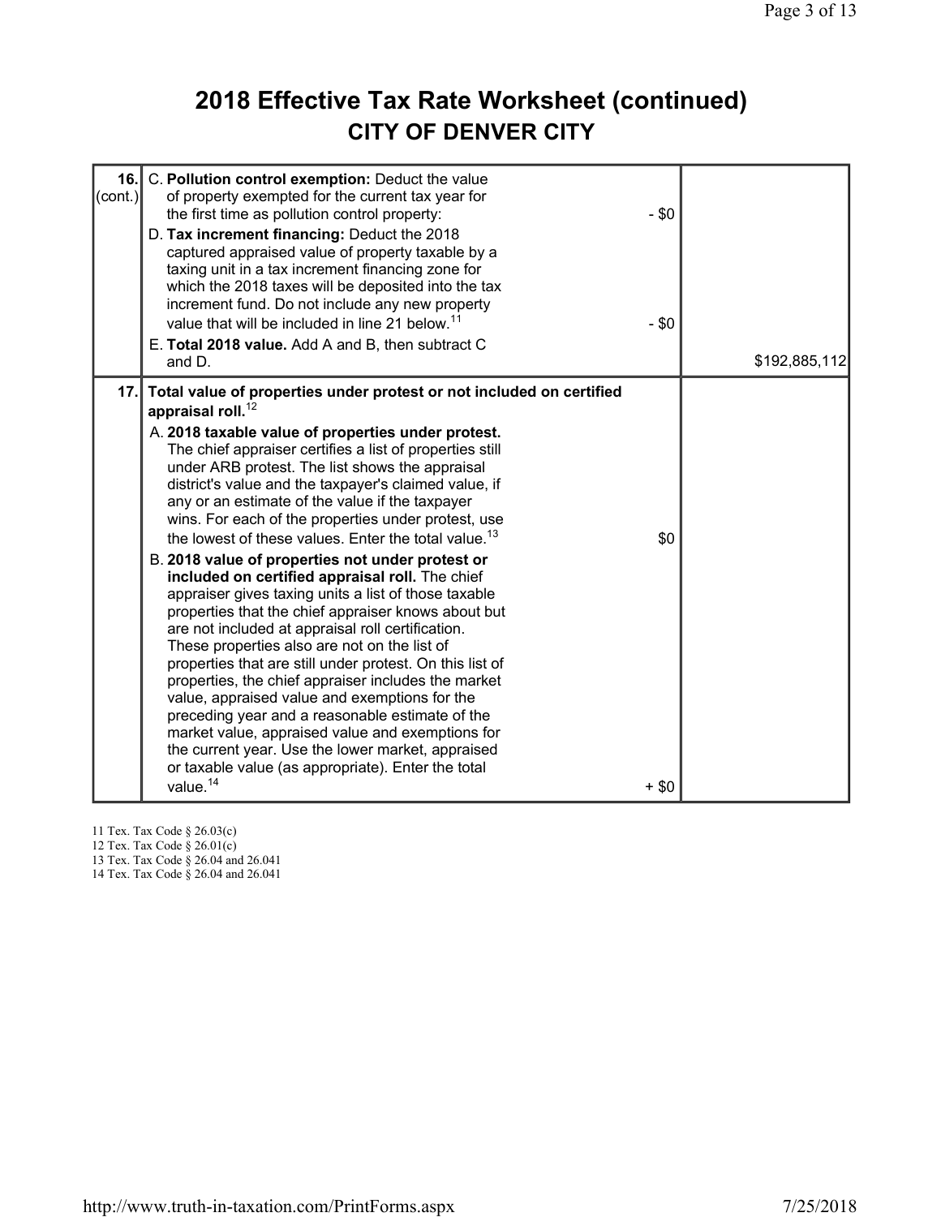# 2018 Effective Tax Rate Worksheet (continued)
## CITY OF DENVER CITY

| Line | Description | | Amount |
|---|---|---|---|
| 16. (cont.) | C. **Pollution control exemption:** Deduct the value of property exempted for the current tax year for the first time as pollution control property: | - $0 | |
| | D. **Tax increment financing:** Deduct the 2018 captured appraised value of property taxable by a taxing unit in a tax increment financing zone for which the 2018 taxes will be deposited into the tax increment fund. Do not include any new property value that will be included in line 21 below.[11] | - $0 | |
| | E. **Total 2018 value.** Add A and B, then subtract C and D. | | $192,885,112 |
| 17. | **Total value of properties under protest or not included on certified appraisal roll.**[12] | | |
| | A. **2018 taxable value of properties under protest.** The chief appraiser certifies a list of properties still under ARB protest. The list shows the appraisal district's value and the taxpayer's claimed value, if any or an estimate of the value if the taxpayer wins. For each of the properties under protest, use the lowest of these values. Enter the total value.[13] | $0 | |
| | B. **2018 value of properties not under protest or included on certified appraisal roll.** The chief appraiser gives taxing units a list of those taxable properties that the chief appraiser knows about but are not included at appraisal roll certification. These properties also are not on the list of properties that are still under protest. On this list of properties, the chief appraiser includes the market value, appraised value and exemptions for the preceding year and a reasonable estimate of the market value, appraised value and exemptions for the current year. Use the lower market, appraised or taxable value (as appropriate). Enter the total value.[14] | + $0 | |

11 Tex. Tax Code § 26.03(c)
12 Tex. Tax Code § 26.01(c)
13 Tex. Tax Code § 26.04 and 26.041
14 Tex. Tax Code § 26.04 and 26.041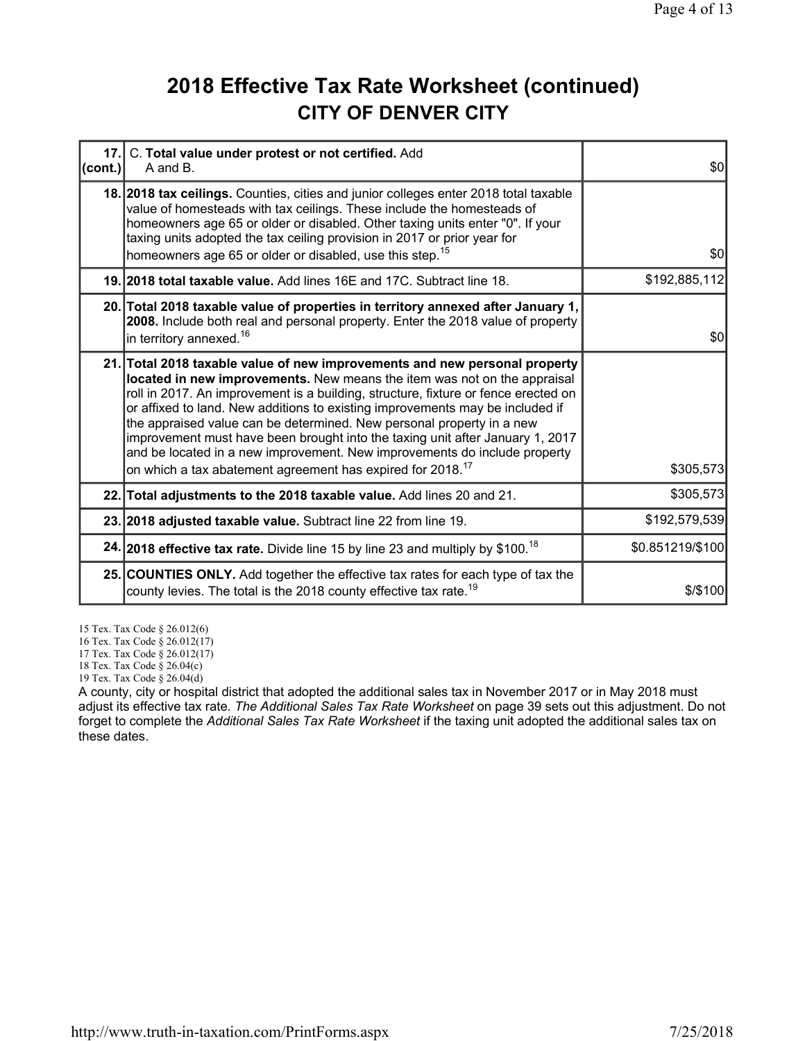# 2018 Effective Tax Rate Worksheet (continued)

## CITY OF DENVER CITY

| Line | Description | Amount |
|---|---|---|
| 17. (cont.) | C. **Total value under protest or not certified.** Add A and B. | $0 |
| 18. | **2018 tax ceilings.** Counties, cities and junior colleges enter 2018 total taxable value of homesteads with tax ceilings. These include the homesteads of homeowners age 65 or older or disabled. Other taxing units enter "0". If your taxing units adopted the tax ceiling provision in 2017 or prior year for homeowners age 65 or older or disabled, use this step.[15] | $0 |
| 19. | **2018 total taxable value.** Add lines 16E and 17C. Subtract line 18. | $192,885,112 |
| 20. | **Total 2018 taxable value of properties in territory annexed after January 1, 2008.** Include both real and personal property. Enter the 2018 value of property in territory annexed.[16] | $0 |
| 21. | **Total 2018 taxable value of new improvements and new personal property located in new improvements.** New means the item was not on the appraisal roll in 2017. An improvement is a building, structure, fixture or fence erected on or affixed to land. New additions to existing improvements may be included if the appraised value can be determined. New personal property in a new improvement must have been brought into the taxing unit after January 1, 2017 and be located in a new improvement. New improvements do include property on which a tax abatement agreement has expired for 2018.[17] | $305,573 |
| 22. | **Total adjustments to the 2018 taxable value.** Add lines 20 and 21. | $305,573 |
| 23. | **2018 adjusted taxable value.** Subtract line 22 from line 19. | $192,579,539 |
| 24. | **2018 effective tax rate.** Divide line 15 by line 23 and multiply by $100.[18] | $0.851219/$100 |
| 25. | **COUNTIES ONLY.** Add together the effective tax rates for each type of tax the county levies. The total is the 2018 county effective tax rate.[19] | $/$100 |

15 Tex. Tax Code § 26.012(6)
16 Tex. Tax Code § 26.012(17)
17 Tex. Tax Code § 26.012(17)
18 Tex. Tax Code § 26.04(c)
19 Tex. Tax Code § 26.04(d)

A county, city or hospital district that adopted the additional sales tax in November 2017 or in May 2018 must adjust its effective tax rate. *The Additional Sales Tax Rate Worksheet* on page 39 sets out this adjustment. Do not forget to complete the *Additional Sales Tax Rate Worksheet* if the taxing unit adopted the additional sales tax on these dates.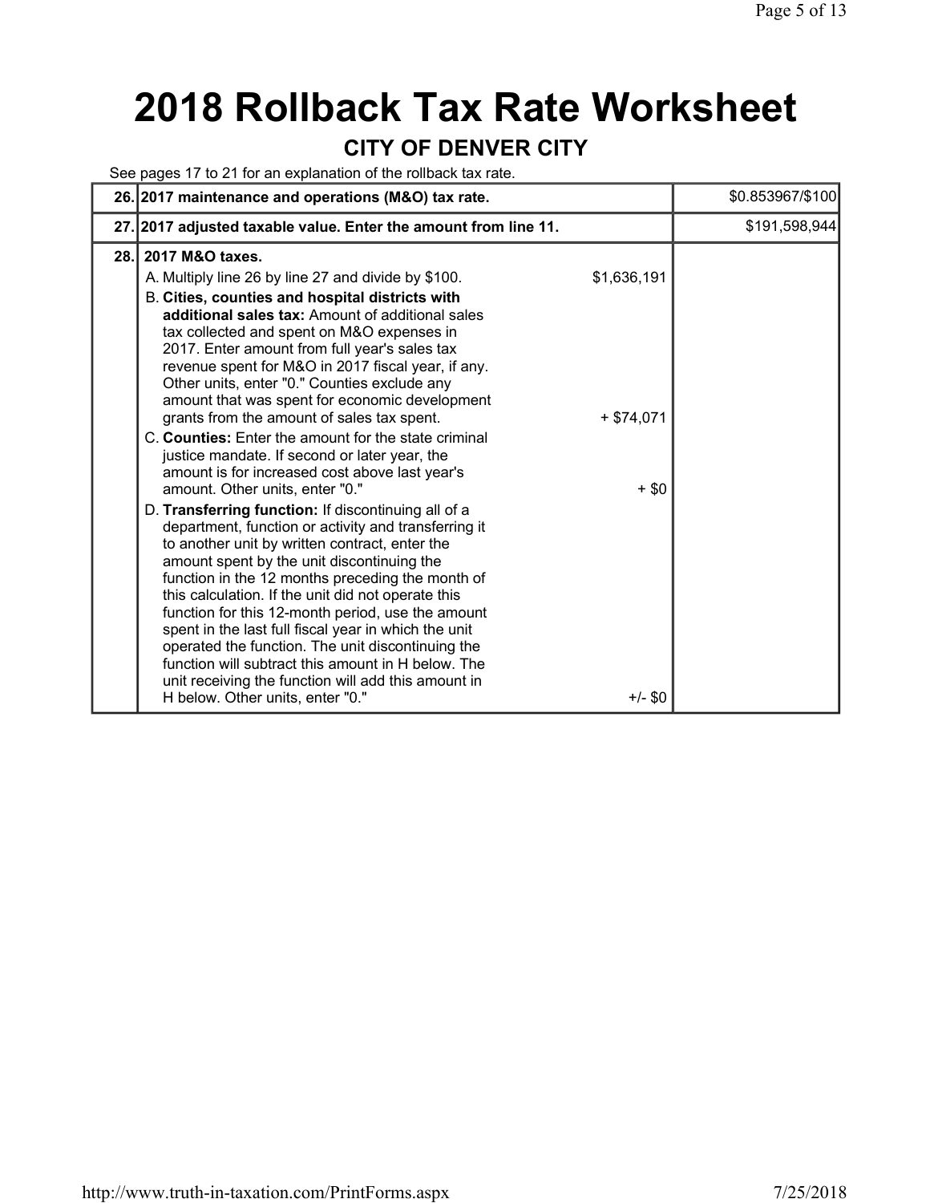# 2018 Rollback Tax Rate Worksheet

## CITY OF DENVER CITY

See pages 17 to 21 for an explanation of the rollback tax rate.

| | | | |
|---|---|---|---|
| 26. | **2017 maintenance and operations (M&O) tax rate.** | | $0.853967/$100 |
| 27. | **2017 adjusted taxable value. Enter the amount from line 11.** | | $191,598,944 |
| 28. | **2017 M&O taxes.** | | |
| | A. Multiply line 26 by line 27 and divide by $100. | $1,636,191 | |
| | B. **Cities, counties and hospital districts with additional sales tax:** Amount of additional sales tax collected and spent on M&O expenses in 2017. Enter amount from full year's sales tax revenue spent for M&O in 2017 fiscal year, if any. Other units, enter "0." Counties exclude any amount that was spent for economic development grants from the amount of sales tax spent. | + $74,071 | |
| | C. **Counties:** Enter the amount for the state criminal justice mandate. If second or later year, the amount is for increased cost above last year's amount. Other units, enter "0." | + $0 | |
| | D. **Transferring function:** If discontinuing all of a department, function or activity and transferring it to another unit by written contract, enter the amount spent by the unit discontinuing the function in the 12 months preceding the month of this calculation. If the unit did not operate this function for this 12-month period, use the amount spent in the last full fiscal year in which the unit operated the function. The unit discontinuing the function will subtract this amount in H below. The unit receiving the function will add this amount in H below. Other units, enter "0." | +/- $0 | |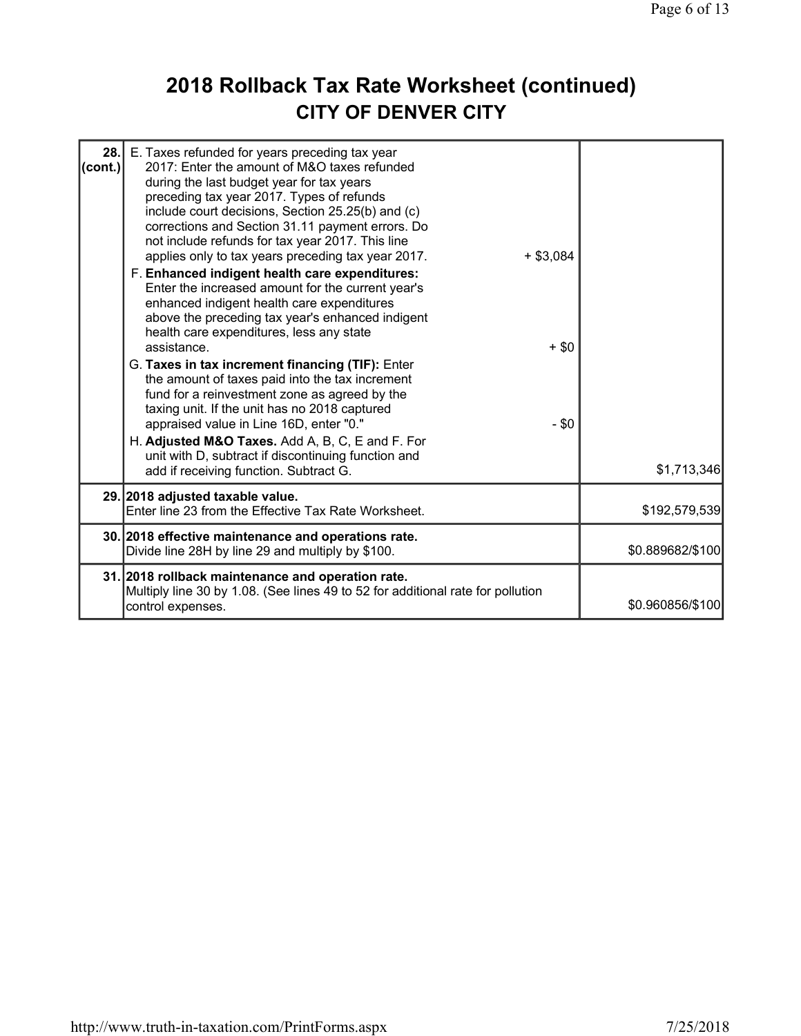# 2018 Rollback Tax Rate Worksheet (continued)
## CITY OF DENVER CITY

| Line | Description | | Amount |
|---|---|---|---|
| 28. (cont.) | E. Taxes refunded for years preceding tax year 2017: Enter the amount of M&O taxes refunded during the last budget year for tax years preceding tax year 2017. Types of refunds include court decisions, Section 25.25(b) and (c) corrections and Section 31.11 payment errors. Do not include refunds for tax year 2017. This line applies only to tax years preceding tax year 2017. | + $3,084 | |
| | F. **Enhanced indigent health care expenditures:** Enter the increased amount for the current year's enhanced indigent health care expenditures above the preceding tax year's enhanced indigent health care expenditures, less any state assistance. | + $0 | |
| | G. **Taxes in tax increment financing (TIF):** Enter the amount of taxes paid into the tax increment fund for a reinvestment zone as agreed by the taxing unit. If the unit has no 2018 captured appraised value in Line 16D, enter "0." | - $0 | |
| | H. **Adjusted M&O Taxes.** Add A, B, C, E and F. For unit with D, subtract if discontinuing function and add if receiving function. Subtract G. | | $1,713,346 |
| 29. | **2018 adjusted taxable value.** Enter line 23 from the Effective Tax Rate Worksheet. | | $192,579,539 |
| 30. | **2018 effective maintenance and operations rate.** Divide line 28H by line 29 and multiply by $100. | | $0.889682/$100 |
| 31. | **2018 rollback maintenance and operation rate.** Multiply line 30 by 1.08. (See lines 49 to 52 for additional rate for pollution control expenses. | | $0.960856/$100 |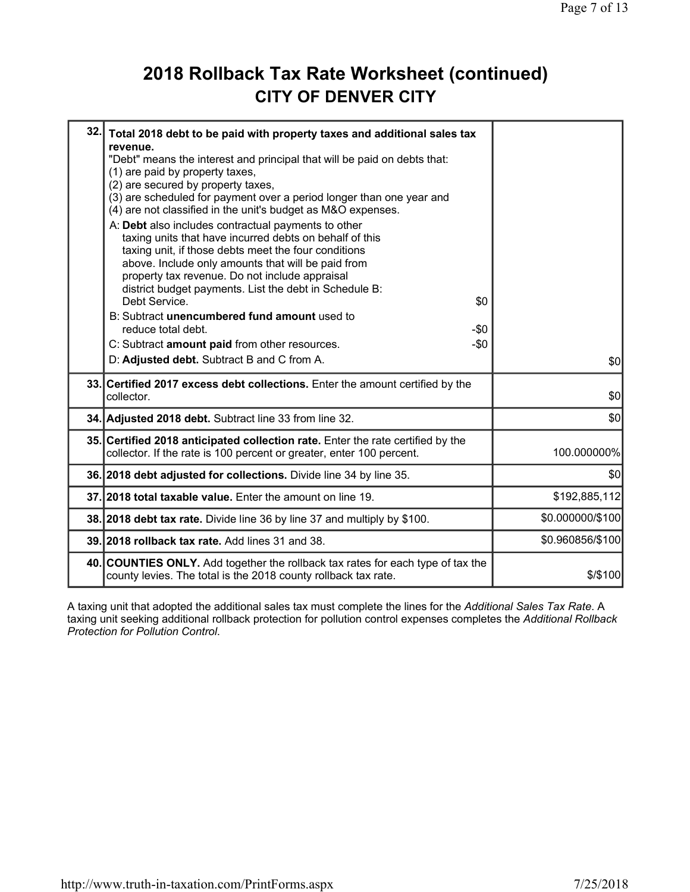# 2018 Rollback Tax Rate Worksheet (continued)

## CITY OF DENVER CITY

| Line | Description | Amount |
|---|---|---|
| 32. | **Total 2018 debt to be paid with property taxes and additional sales tax revenue.**<br>"Debt" means the interest and principal that will be paid on debts that:<br>(1) are paid by property taxes,<br>(2) are secured by property taxes,<br>(3) are scheduled for payment over a period longer than one year and<br>(4) are not classified in the unit's budget as M&O expenses.<br>A: **Debt** also includes contractual payments to other taxing units that have incurred debts on behalf of this taxing unit, if those debts meet the four conditions above. Include only amounts that will be paid from property tax revenue. Do not include appraisal district budget payments. List the debt in Schedule B: Debt Service. $0<br>B: Subtract **unencumbered fund amount** used to reduce total debt. -$0<br>C: Subtract **amount paid** from other resources. -$0<br>D: **Adjusted debt.** Subtract B and C from A. | $0 |
| 33. | **Certified 2017 excess debt collections.** Enter the amount certified by the collector. | $0 |
| 34. | **Adjusted 2018 debt.** Subtract line 33 from line 32. | $0 |
| 35. | **Certified 2018 anticipated collection rate.** Enter the rate certified by the collector. If the rate is 100 percent or greater, enter 100 percent. | 100.000000% |
| 36. | **2018 debt adjusted for collections.** Divide line 34 by line 35. | $0 |
| 37. | **2018 total taxable value.** Enter the amount on line 19. | $192,885,112 |
| 38. | **2018 debt tax rate.** Divide line 36 by line 37 and multiply by $100. | $0.000000/$100 |
| 39. | **2018 rollback tax rate.** Add lines 31 and 38. | $0.960856/$100 |
| 40. | **COUNTIES ONLY.** Add together the rollback tax rates for each type of tax the county levies. The total is the 2018 county rollback tax rate. | $/$100 |

A taxing unit that adopted the additional sales tax must complete the lines for the *Additional Sales Tax Rate*. A taxing unit seeking additional rollback protection for pollution control expenses completes the *Additional Rollback Protection for Pollution Control*.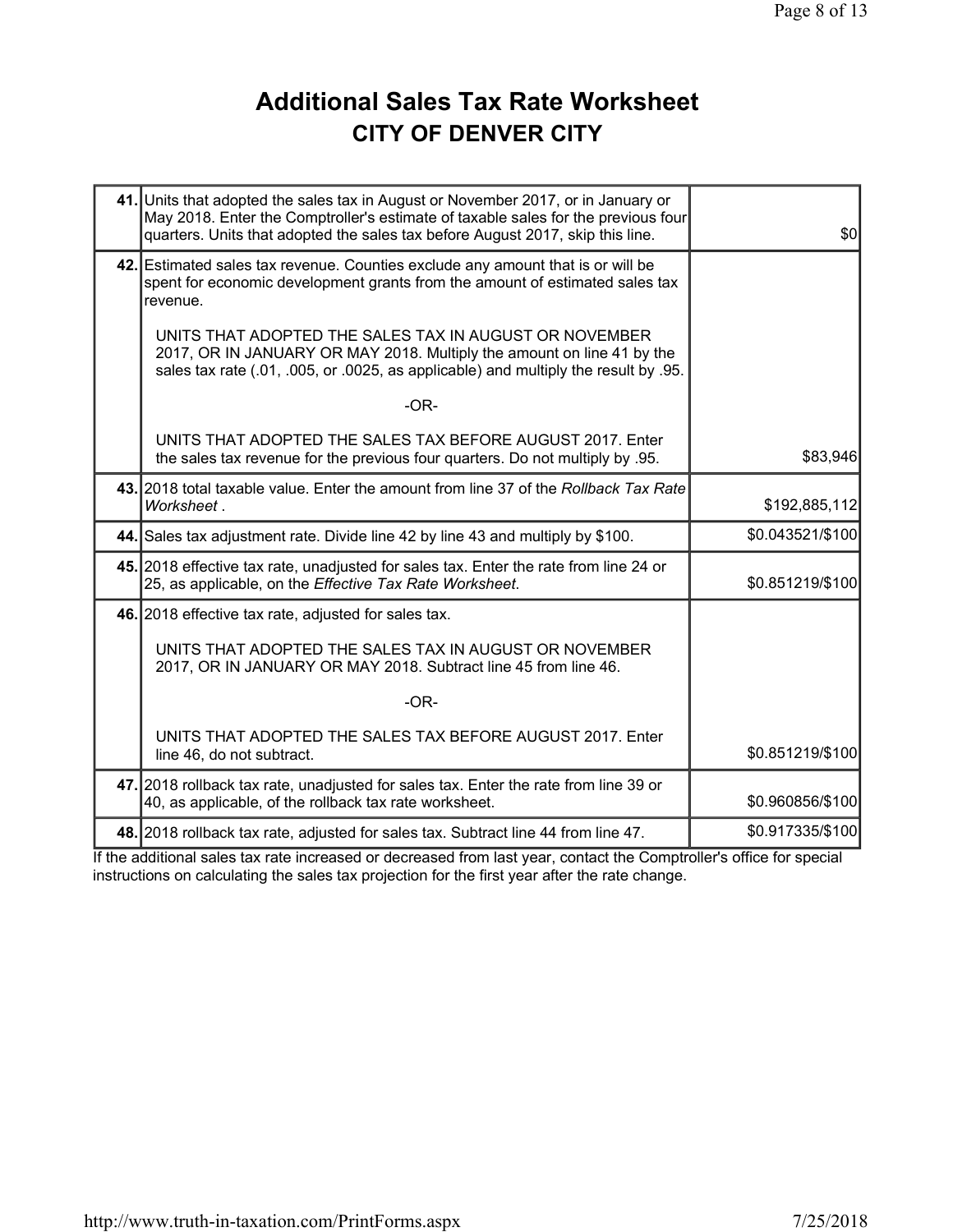# Additional Sales Tax Rate Worksheet
## CITY OF DENVER CITY

| Line | Description | Amount |
|---|---|---|
| **41.** | Units that adopted the sales tax in August or November 2017, or in January or May 2018. Enter the Comptroller's estimate of taxable sales for the previous four quarters. Units that adopted the sales tax before August 2017, skip this line. | $0 |
| **42.** | Estimated sales tax revenue. Counties exclude any amount that is or will be spent for economic development grants from the amount of estimated sales tax revenue.<br><br>UNITS THAT ADOPTED THE SALES TAX IN AUGUST OR NOVEMBER 2017, OR IN JANUARY OR MAY 2018. Multiply the amount on line 41 by the sales tax rate (.01, .005, or .0025, as applicable) and multiply the result by .95.<br><br>-OR-<br><br>UNITS THAT ADOPTED THE SALES TAX BEFORE AUGUST 2017. Enter the sales tax revenue for the previous four quarters. Do not multiply by .95. | $83,946 |
| **43.** | 2018 total taxable value. Enter the amount from line 37 of the *Rollback Tax Rate Worksheet* . | $192,885,112 |
| **44.** | Sales tax adjustment rate. Divide line 42 by line 43 and multiply by $100. | $0.043521/$100 |
| **45.** | 2018 effective tax rate, unadjusted for sales tax. Enter the rate from line 24 or 25, as applicable, on the *Effective Tax Rate Worksheet*. | $0.851219/$100 |
| **46.** | 2018 effective tax rate, adjusted for sales tax.<br><br>UNITS THAT ADOPTED THE SALES TAX IN AUGUST OR NOVEMBER 2017, OR IN JANUARY OR MAY 2018. Subtract line 45 from line 46.<br><br>-OR-<br><br>UNITS THAT ADOPTED THE SALES TAX BEFORE AUGUST 2017. Enter line 46, do not subtract. | $0.851219/$100 |
| **47.** | 2018 rollback tax rate, unadjusted for sales tax. Enter the rate from line 39 or 40, as applicable, of the rollback tax rate worksheet. | $0.960856/$100 |
| **48.** | 2018 rollback tax rate, adjusted for sales tax. Subtract line 44 from line 47. | $0.917335/$100 |

If the additional sales tax rate increased or decreased from last year, contact the Comptroller's office for special instructions on calculating the sales tax projection for the first year after the rate change.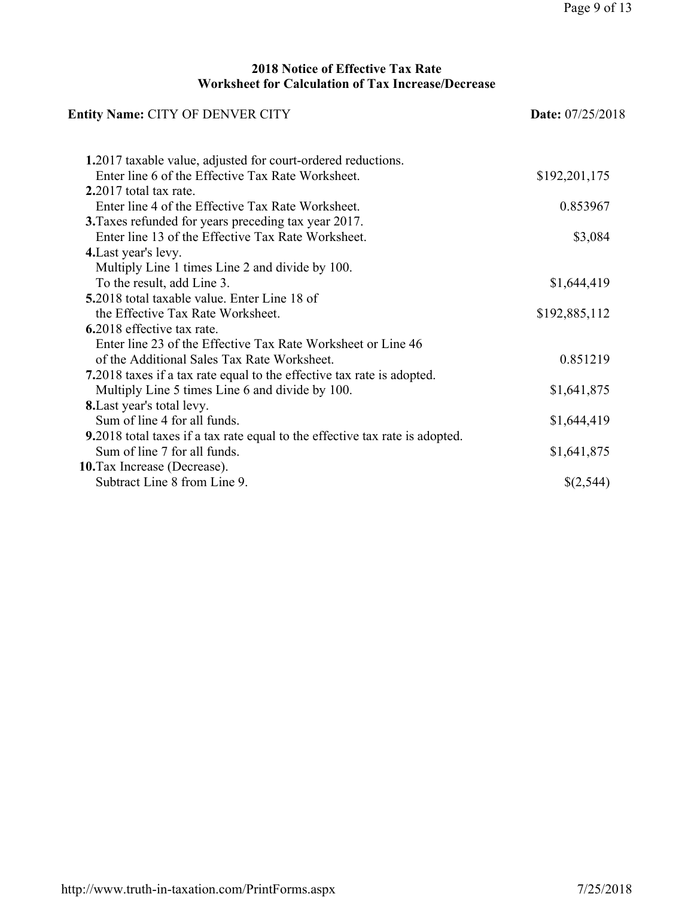## 2018 Notice of Effective Tax Rate
## Worksheet for Calculation of Tax Increase/Decrease

**Entity Name:** CITY OF DENVER CITY **Date:** 07/25/2018

| | |
|---|---|
| **1.** 2017 taxable value, adjusted for court-ordered reductions. Enter line 6 of the Effective Tax Rate Worksheet. | $192,201,175 |
| **2.** 2017 total tax rate. Enter line 4 of the Effective Tax Rate Worksheet. | 0.853967 |
| **3.** Taxes refunded for years preceding tax year 2017. Enter line 13 of the Effective Tax Rate Worksheet. | $3,084 |
| **4.** Last year's levy. Multiply Line 1 times Line 2 and divide by 100. To the result, add Line 3. | $1,644,419 |
| **5.** 2018 total taxable value. Enter Line 18 of the Effective Tax Rate Worksheet. | $192,885,112 |
| **6.** 2018 effective tax rate. Enter line 23 of the Effective Tax Rate Worksheet or Line 46 of the Additional Sales Tax Rate Worksheet. | 0.851219 |
| **7.** 2018 taxes if a tax rate equal to the effective tax rate is adopted. Multiply Line 5 times Line 6 and divide by 100. | $1,641,875 |
| **8.** Last year's total levy. Sum of line 4 for all funds. | $1,644,419 |
| **9.** 2018 total taxes if a tax rate equal to the effective tax rate is adopted. Sum of line 7 for all funds. | $1,641,875 |
| **10.** Tax Increase (Decrease). Subtract Line 8 from Line 9. | $(2,544) |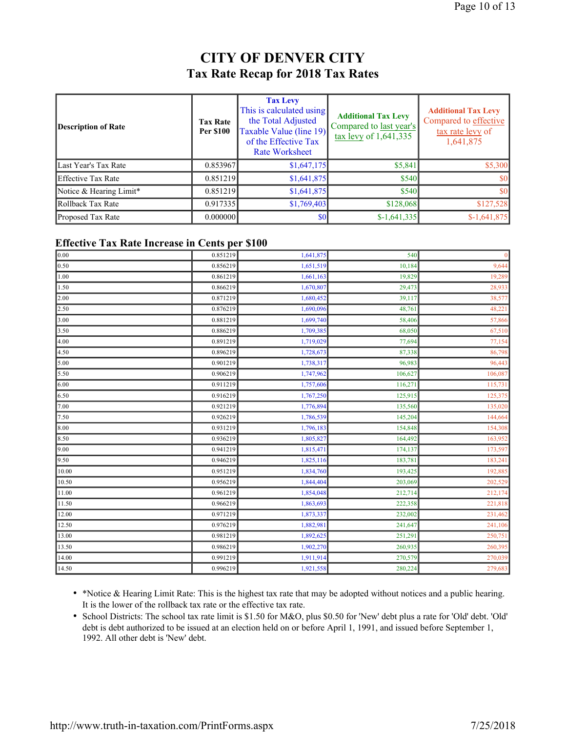# CITY OF DENVER CITY

## Tax Rate Recap for 2018 Tax Rates

| Description of Rate | Tax Rate Per $100 | Tax Levy This is calculated using the Total Adjusted Taxable Value (line 19) of the Effective Tax Rate Worksheet | Additional Tax Levy Compared to last year's tax levy of 1,641,335 | Additional Tax Levy Compared to effective tax rate levy of 1,641,875 |
|---|---|---|---|---|
| Last Year's Tax Rate | 0.853967 | $1,647,175 | $5,841 | $5,300 |
| Effective Tax Rate | 0.851219 | $1,641,875 | $540 | $0 |
| Notice & Hearing Limit* | 0.851219 | $1,641,875 | $540 | $0 |
| Rollback Tax Rate | 0.917335 | $1,769,403 | $128,068 | $127,528 |
| Proposed Tax Rate | 0.000000 | $0 | $-1,641,335 | $-1,641,875 |

## Effective Tax Rate Increase in Cents per $100

| | | | | |
|---|---|---|---|---|
| 0.00 | 0.851219 | 1,641,875 | 540 | 0 |
| 0.50 | 0.856219 | 1,651,519 | 10,184 | 9,644 |
| 1.00 | 0.861219 | 1,661,163 | 19,829 | 19,289 |
| 1.50 | 0.866219 | 1,670,807 | 29,473 | 28,933 |
| 2.00 | 0.871219 | 1,680,452 | 39,117 | 38,577 |
| 2.50 | 0.876219 | 1,690,096 | 48,761 | 48,221 |
| 3.00 | 0.881219 | 1,699,740 | 58,406 | 57,866 |
| 3.50 | 0.886219 | 1,709,385 | 68,050 | 67,510 |
| 4.00 | 0.891219 | 1,719,029 | 77,694 | 77,154 |
| 4.50 | 0.896219 | 1,728,673 | 87,338 | 86,798 |
| 5.00 | 0.901219 | 1,738,317 | 96,983 | 96,443 |
| 5.50 | 0.906219 | 1,747,962 | 106,627 | 106,087 |
| 6.00 | 0.911219 | 1,757,606 | 116,271 | 115,731 |
| 6.50 | 0.916219 | 1,767,250 | 125,915 | 125,375 |
| 7.00 | 0.921219 | 1,776,894 | 135,560 | 135,020 |
| 7.50 | 0.926219 | 1,786,539 | 145,204 | 144,664 |
| 8.00 | 0.931219 | 1,796,183 | 154,848 | 154,308 |
| 8.50 | 0.936219 | 1,805,827 | 164,492 | 163,952 |
| 9.00 | 0.941219 | 1,815,471 | 174,137 | 173,597 |
| 9.50 | 0.946219 | 1,825,116 | 183,781 | 183,241 |
| 10.00 | 0.951219 | 1,834,760 | 193,425 | 192,885 |
| 10.50 | 0.956219 | 1,844,404 | 203,069 | 202,529 |
| 11.00 | 0.961219 | 1,854,048 | 212,714 | 212,174 |
| 11.50 | 0.966219 | 1,863,693 | 222,358 | 221,818 |
| 12.00 | 0.971219 | 1,873,337 | 232,002 | 231,462 |
| 12.50 | 0.976219 | 1,882,981 | 241,647 | 241,106 |
| 13.00 | 0.981219 | 1,892,625 | 251,291 | 250,751 |
| 13.50 | 0.986219 | 1,902,270 | 260,935 | 260,395 |
| 14.00 | 0.991219 | 1,911,914 | 270,579 | 270,039 |
| 14.50 | 0.996219 | 1,921,558 | 280,224 | 279,683 |

- *Notice & Hearing Limit Rate: This is the highest tax rate that may be adopted without notices and a public hearing. It is the lower of the rollback tax rate or the effective tax rate.
- School Districts: The school tax rate limit is $1.50 for M&O, plus $0.50 for 'New' debt plus a rate for 'Old' debt. 'Old' debt is debt authorized to be issued at an election held on or before April 1, 1991, and issued before September 1, 1992. All other debt is 'New' debt.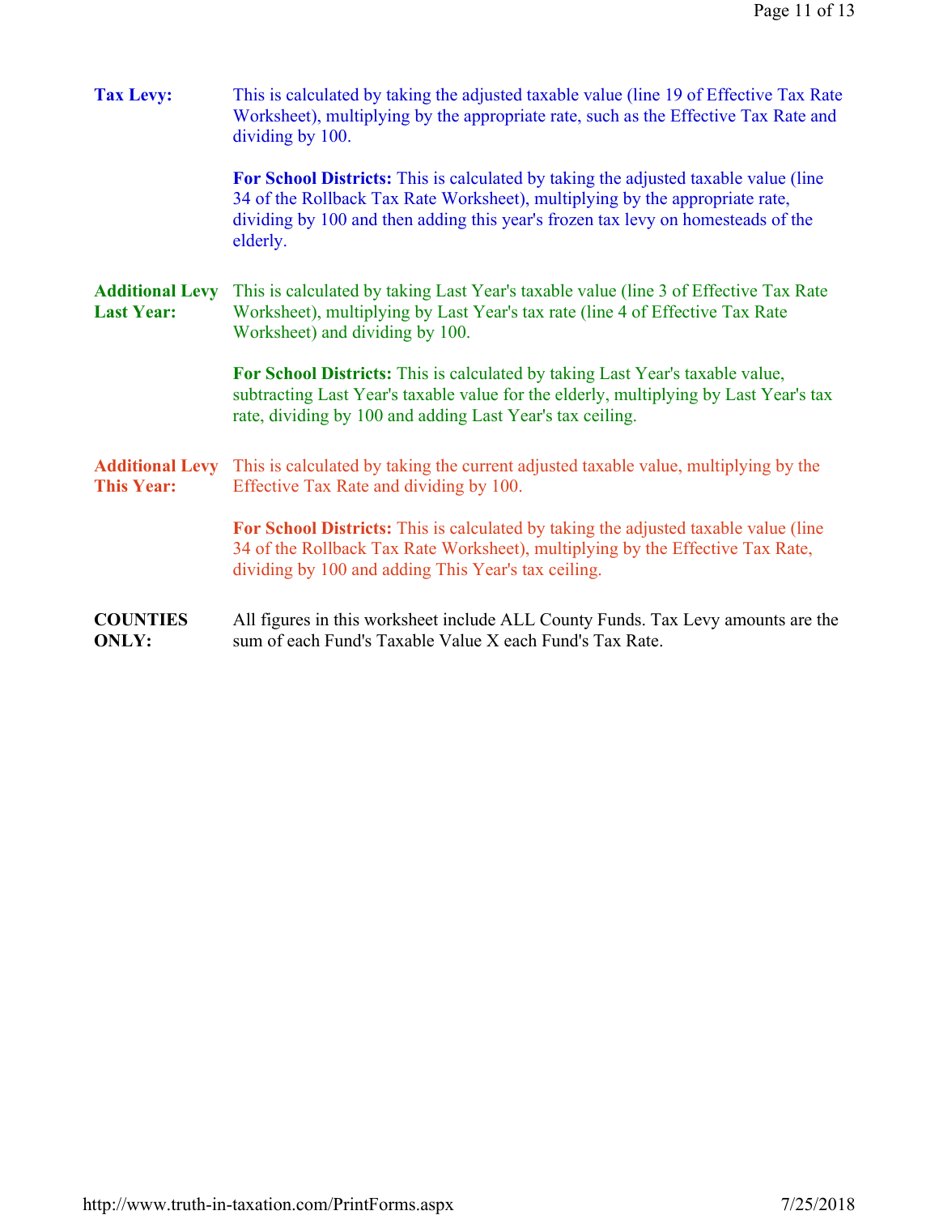**Tax Levy:** This is calculated by taking the adjusted taxable value (line 19 of Effective Tax Rate Worksheet), multiplying by the appropriate rate, such as the Effective Tax Rate and dividing by 100.

**For School Districts:** This is calculated by taking the adjusted taxable value (line 34 of the Rollback Tax Rate Worksheet), multiplying by the appropriate rate, dividing by 100 and then adding this year's frozen tax levy on homesteads of the elderly.

**Additional Levy Last Year:** This is calculated by taking Last Year's taxable value (line 3 of Effective Tax Rate Worksheet), multiplying by Last Year's tax rate (line 4 of Effective Tax Rate Worksheet) and dividing by 100.

**For School Districts:** This is calculated by taking Last Year's taxable value, subtracting Last Year's taxable value for the elderly, multiplying by Last Year's tax rate, dividing by 100 and adding Last Year's tax ceiling.

**Additional Levy This Year:** This is calculated by taking the current adjusted taxable value, multiplying by the Effective Tax Rate and dividing by 100.

**For School Districts:** This is calculated by taking the adjusted taxable value (line 34 of the Rollback Tax Rate Worksheet), multiplying by the Effective Tax Rate, dividing by 100 and adding This Year's tax ceiling.

**COUNTIES ONLY:** All figures in this worksheet include ALL County Funds. Tax Levy amounts are the sum of each Fund's Taxable Value X each Fund's Tax Rate.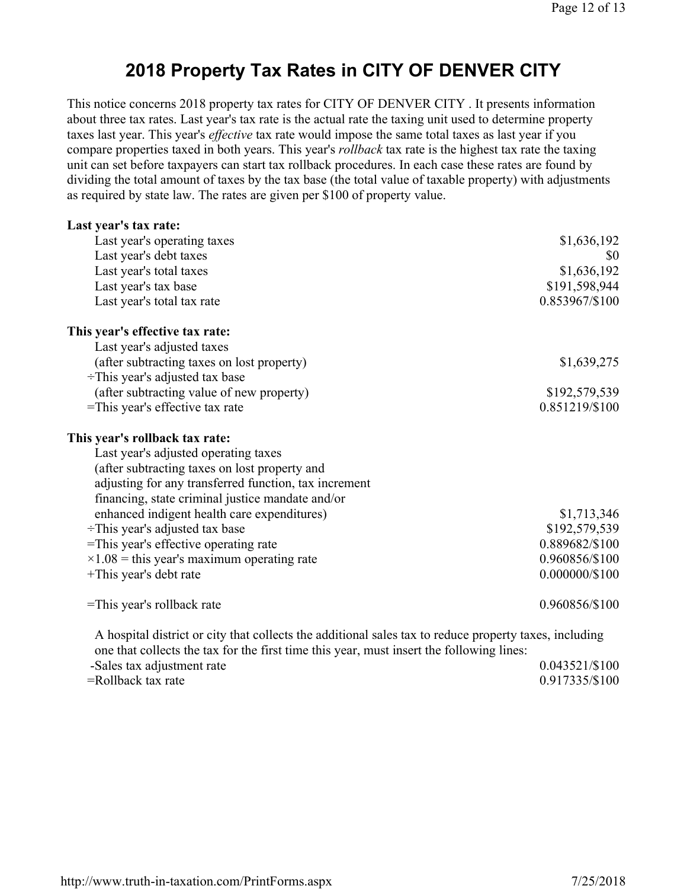# 2018 Property Tax Rates in CITY OF DENVER CITY

This notice concerns 2018 property tax rates for CITY OF DENVER CITY . It presents information about three tax rates. Last year's tax rate is the actual rate the taxing unit used to determine property taxes last year. This year's *effective* tax rate would impose the same total taxes as last year if you compare properties taxed in both years. This year's *rollback* tax rate is the highest tax rate the taxing unit can set before taxpayers can start tax rollback procedures. In each case these rates are found by dividing the total amount of taxes by the tax base (the total value of taxable property) with adjustments as required by state law. The rates are given per $100 of property value.

**Last year's tax rate:**

| | |
|---|---|
| Last year's operating taxes | $1,636,192 |
| Last year's debt taxes | $0 |
| Last year's total taxes | $1,636,192 |
| Last year's tax base | $191,598,944 |
| Last year's total tax rate | 0.853967/$100 |

**This year's effective tax rate:**

| | |
|---|---|
| Last year's adjusted taxes (after subtracting taxes on lost property) | $1,639,275 |
| ÷This year's adjusted tax base (after subtracting value of new property) | $192,579,539 |
| =This year's effective tax rate | 0.851219/$100 |

**This year's rollback tax rate:**

| | |
|---|---|
| Last year's adjusted operating taxes (after subtracting taxes on lost property and adjusting for any transferred function, tax increment financing, state criminal justice mandate and/or enhanced indigent health care expenditures) | $1,713,346 |
| ÷This year's adjusted tax base | $192,579,539 |
| =This year's effective operating rate | 0.889682/$100 |
| ×1.08 = this year's maximum operating rate | 0.960856/$100 |
| +This year's debt rate | 0.000000/$100 |
| =This year's rollback rate | 0.960856/$100 |

A hospital district or city that collects the additional sales tax to reduce property taxes, including one that collects the tax for the first time this year, must insert the following lines:

| | |
|---|---|
| -Sales tax adjustment rate | 0.043521/$100 |
| =Rollback tax rate | 0.917335/$100 |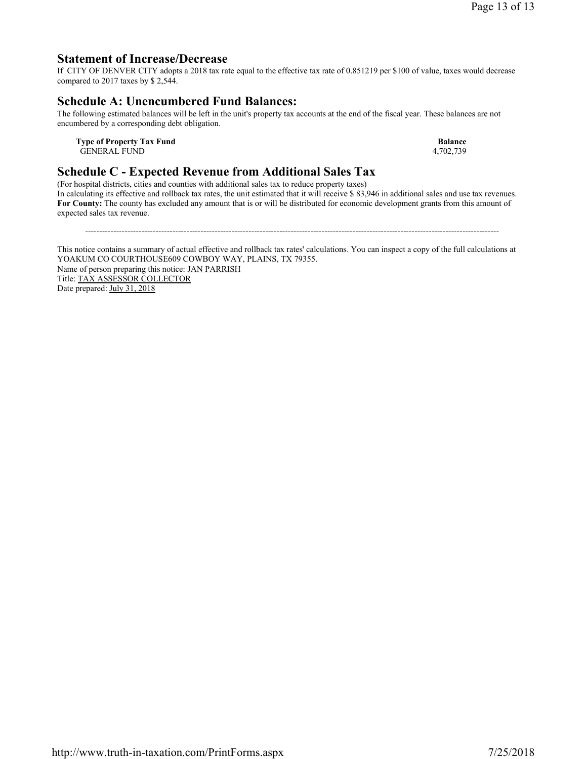## Statement of Increase/Decrease

If CITY OF DENVER CITY adopts a 2018 tax rate equal to the effective tax rate of 0.851219 per $100 of value, taxes would decrease compared to 2017 taxes by $ 2,544.

## Schedule A: Unencumbered Fund Balances:

The following estimated balances will be left in the unit's property tax accounts at the end of the fiscal year. These balances are not encumbered by a corresponding debt obligation.

| Type of Property Tax Fund | Balance |
|---|---|
| GENERAL FUND | 4,702,739 |

## Schedule C - Expected Revenue from Additional Sales Tax

(For hospital districts, cities and counties with additional sales tax to reduce property taxes)

In calculating its effective and rollback tax rates, the unit estimated that it will receive $ 83,946 in additional sales and use tax revenues.

**For County:** The county has excluded any amount that is or will be distributed for economic development grants from this amount of expected sales tax revenue.

---

This notice contains a summary of actual effective and rollback tax rates' calculations. You can inspect a copy of the full calculations at YOAKUM CO COURTHOUSE609 COWBOY WAY, PLAINS, TX 79355.

Name of person preparing this notice: JAN PARRISH

Title: TAX ASSESSOR COLLECTOR

Date prepared: July 31, 2018